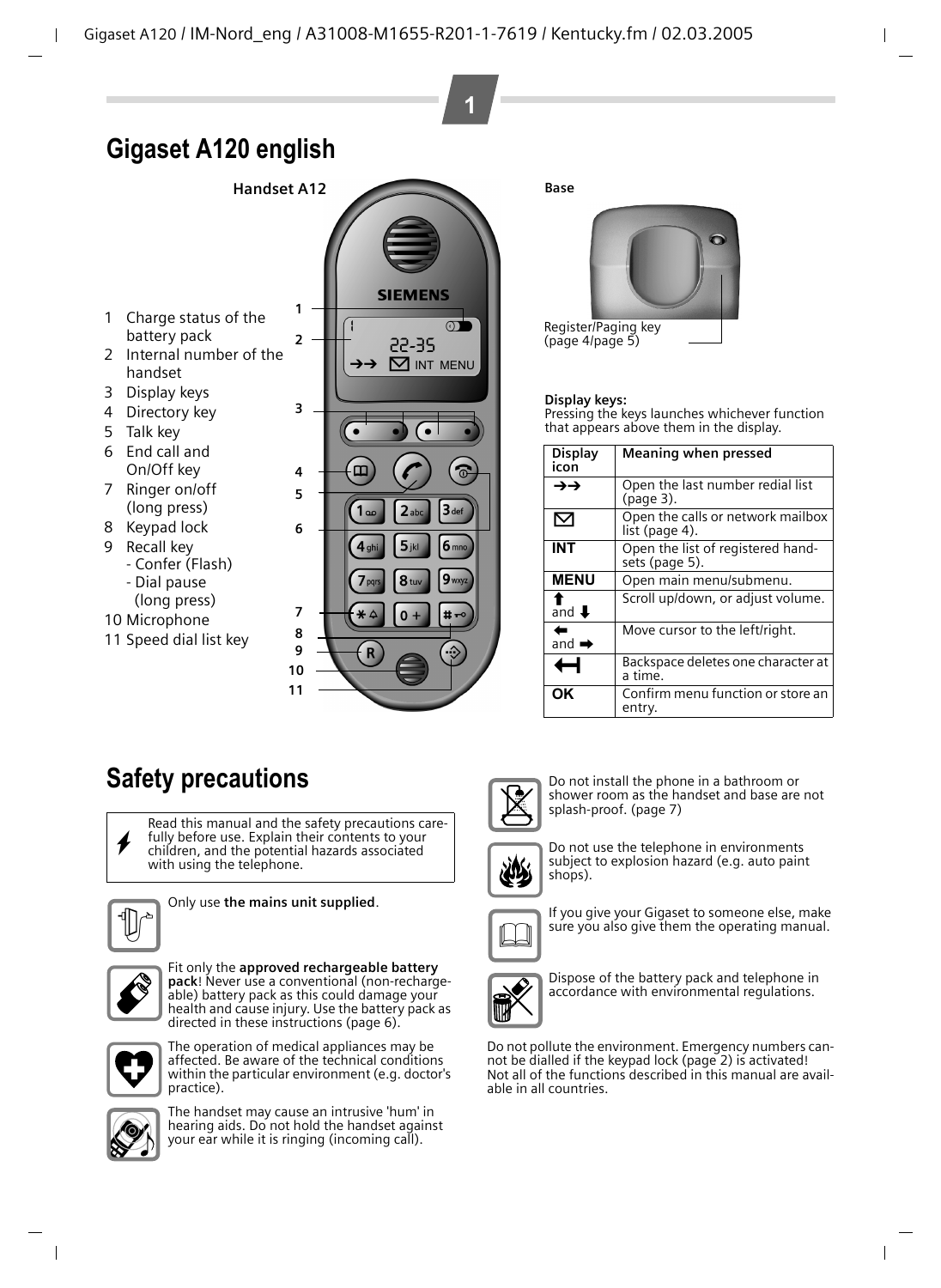# Gigaset A120 english

**Handset A12**

1 Charge status of the battery pack
2 Internal number of the handset
3 Display keys
4 Directory key
5 Talk key
6 End call and On/Off key
7 Ringer on/off (long press)
8 Keypad lock
9 Recall key
 - Confer (Flash)
 - Dial pause (long press)
10 Microphone
11 Speed dial list key

**Base**

Register/Paging key (page 4/page 5)

**Display keys:**
Pressing the keys launches whichever function that appears above them in the display.

| Display icon | Meaning when pressed |
|---|---|
| ➔➔ | Open the last number redial list (page 3). |
| ✉ | Open the calls or network mailbox list (page 4). |
| **INT** | Open the list of registered handsets (page 5). |
| **MENU** | Open main menu/submenu. |
| ⬆ and ⬇ | Scroll up/down, or adjust volume. |
| ⬅ and ➡ | Move cursor to the left/right. |
| ↤ | Backspace deletes one character at a time. |
| **OK** | Confirm menu function or store an entry. |

# Safety precautions

Read this manual and the safety precautions carefully before use. Explain their contents to your children, and the potential hazards associated with using the telephone.

Only use **the mains unit supplied**.

Fit only the **approved rechargeable battery pack**! Never use a conventional (non-rechargeable) battery pack as this could damage your health and cause injury. Use the battery pack as directed in these instructions (page 6).

The operation of medical appliances may be affected. Be aware of the technical conditions within the particular environment (e.g. doctor's practice).

The handset may cause an intrusive 'hum' in hearing aids. Do not hold the handset against your ear while it is ringing (incoming call).

Do not install the phone in a bathroom or shower room as the handset and base are not splash-proof. (page 7)

Do not use the telephone in environments subject to explosion hazard (e.g. auto paint shops).

If you give your Gigaset to someone else, make sure you also give them the operating manual.

Dispose of the battery pack and telephone in accordance with environmental regulations.

Do not pollute the environment. Emergency numbers cannot be dialled if the keypad lock (page 2) is activated!
Not all of the functions described in this manual are available in all countries.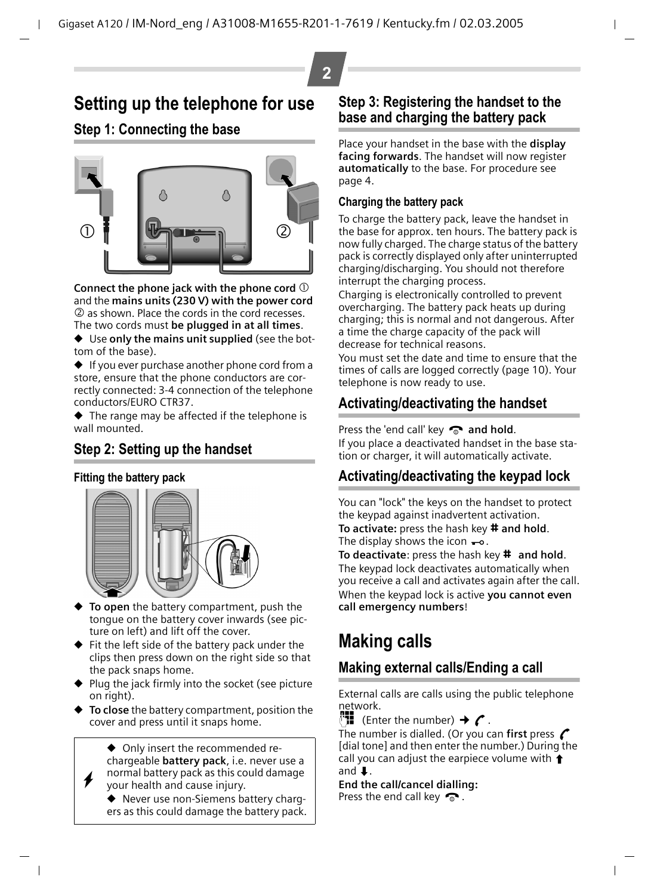# Setting up the telephone for use

## Step 1: Connecting the base

**Connect the phone jack with the phone cord** ① and the **mains units (230 V) with the power cord** ② as shown. Place the cords in the cord recesses. The two cords must **be plugged in at all times**.

◆ Use **only the mains unit supplied** (see the bottom of the base).

◆ If you ever purchase another phone cord from a store, ensure that the phone conductors are correctly connected: 3-4 connection of the telephone conductors/EURO CTR37.

◆ The range may be affected if the telephone is wall mounted.

## Step 2: Setting up the handset

### Fitting the battery pack

- **To open** the battery compartment, push the tongue on the battery cover inwards (see picture on left) and lift off the cover.
- Fit the left side of the battery pack under the clips then press down on the right side so that the pack snaps home.
- Plug the jack firmly into the socket (see picture on right).
- **To close** the battery compartment, position the cover and press until it snaps home.

> ◆ Only insert the recommended rechargeable **battery pack**, i.e. never use a normal battery pack as this could damage your health and cause injury.
>
> ◆ Never use non-Siemens battery chargers as this could damage the battery pack.

## Step 3: Registering the handset to the base and charging the battery pack

Place your handset in the base with the **display facing forwards**. The handset will now register **automatically** to the base. For procedure see page 4.

### Charging the battery pack

To charge the battery pack, leave the handset in the base for approx. ten hours. The battery pack is now fully charged. The charge status of the battery pack is correctly displayed only after uninterrupted charging/discharging. You should not therefore interrupt the charging process.

Charging is electronically controlled to prevent overcharging. The battery pack heats up during charging; this is normal and not dangerous. After a time the charge capacity of the pack will decrease for technical reasons.

You must set the date and time to ensure that the times of calls are logged correctly (page 10). Your telephone is now ready to use.

## Activating/deactivating the handset

Press the 'end call' key **and hold**.

If you place a deactivated handset in the base station or charger, it will automatically activate.

## Activating/deactivating the keypad lock

You can "lock" the keys on the handset to protect the keypad against inadvertent activation.

**To activate:** press the hash key # **and hold**.

The display shows the icon.

**To deactivate**: press the hash key # **and hold**.

The keypad lock deactivates automatically when you receive a call and activates again after the call.

When the keypad lock is active **you cannot even call emergency numbers**!

# Making calls

## Making external calls/Ending a call

External calls are calls using the public telephone network.

(Enter the number) → .

The number is dialled. (Or you can **first** press [dial tone] and then enter the number.) During the call you can adjust the earpiece volume with ⬆ and ⬇.

**End the call/cancel dialling:**

Press the end call key.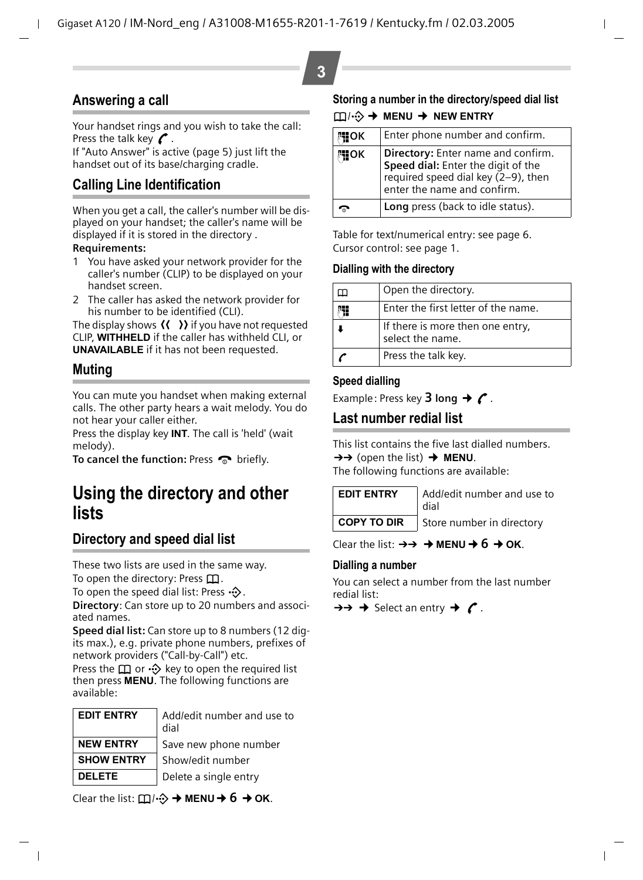## Answering a call

Your handset rings and you wish to take the call: Press the talk key 📞.
If "Auto Answer" is active (page 5) just lift the handset out of its base/charging cradle.

## Calling Line Identification

When you get a call, the caller's number will be displayed on your handset; the caller's name will be displayed if it is stored in the directory .

**Requirements:**

1 You have asked your network provider for the caller's number (CLIP) to be displayed on your handset screen.
2 The caller has asked the network provider for his number to be identified (CLI).

The display shows ‹‹ ›› if you have not requested CLIP, **WITHHELD** if the caller has withheld CLI, or **UNAVAILABLE** if it has not been requested.

## Muting

You can mute you handset when making external calls. The other party hears a wait melody. You do not hear your caller either.
Press the display key **INT**. The call is 'held' (wait melody).
**To cancel the function:** Press ☎ briefly.

# Using the directory and other lists

## Directory and speed dial list

These two lists are used in the same way.
To open the directory: Press 📖.
To open the speed dial list: Press ⊕.
**Directory**: Can store up to 20 numbers and associated names.
**Speed dial list:** Can store up to 8 numbers (12 digits max.), e.g. private phone numbers, prefixes of network providers ("Call-by-Call") etc.
Press the 📖 or ⊕ key to open the required list then press **MENU**. The following functions are available:

| | |
|---|---|
| **EDIT ENTRY** | Add/edit number and use to dial |
| **NEW ENTRY** | Save new phone number |
| **SHOW ENTRY** | Show/edit number |
| **DELETE** | Delete a single entry |

Clear the list: 📖/⊕ ➔ **MENU** ➔ 6 ➔ **OK**.

### Storing a number in the directory/speed dial list

📖/⊕ ➔ **MENU** ➔ **NEW ENTRY**

| | |
|---|---|
| ⌨ **OK** | Enter phone number and confirm. |
| ⌨ **OK** | **Directory:** Enter name and confirm. **Speed dial:** Enter the digit of the required speed dial key (2–9), then enter the name and confirm. |
| ☎ | **Long** press (back to idle status). |

Table for text/numerical entry: see page 6.
Cursor control: see page 1.

### Dialling with the directory

| | |
|---|---|
| 📖 | Open the directory. |
| ⌨ | Enter the first letter of the name. |
| ⬇ | If there is more then one entry, select the name. |
| 📞 | Press the talk key. |

### Speed dialling

Example: Press key **3 long** ➔ 📞.

## Last number redial list

This list contains the five last dialled numbers.
➔➔ (open the list) ➔ **MENU**.
The following functions are available:

| | |
|---|---|
| **EDIT ENTRY** | Add/edit number and use to dial |
| **COPY TO DIR** | Store number in directory |

Clear the list: ➔➔ ➔ **MENU** ➔ 6 ➔ **OK**.

### Dialling a number

You can select a number from the last number redial list:
➔➔ ➔ Select an entry ➔ 📞.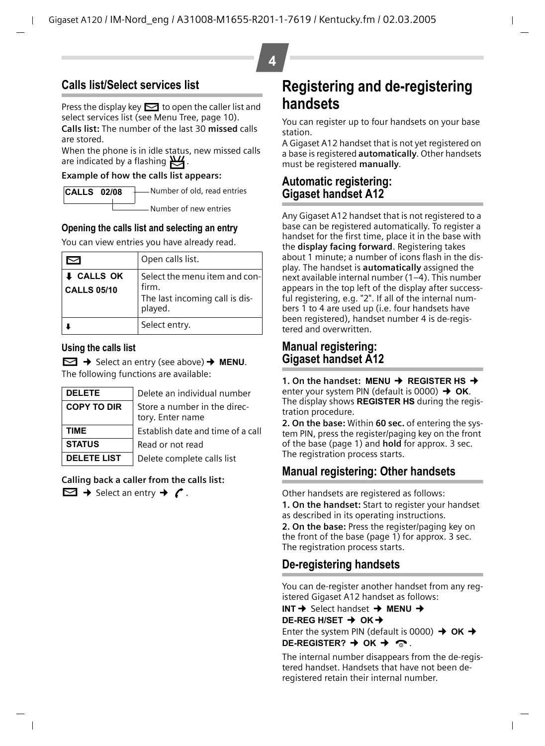## Calls list/Select services list

Press the display key ✉ to open the caller list and select services list (see Menu Tree, page 10).

**Calls list:** The number of the last 30 **missed** calls are stored.

When the phone is in idle status, new missed calls are indicated by a flashing ✉.

**Example of how the calls list appears:**

| CALLS 02/08 | |
|---|---|
| 02 | Number of new entries |
| 08 | Number of old, read entries |

### Opening the calls list and selecting an entry

You can view entries you have already read.

| | |
|---|---|
| ✉ | Open calls list. |
| ⬇ **CALLS OK**<br>**CALLS 05/10** | Select the menu item and confirm.<br>The last incoming call is displayed. |
| ⬇ | Select entry. |

### Using the calls list

✉ → Select an entry (see above) → **MENU**.

The following functions are available:

| | |
|---|---|
| **DELETE** | Delete an individual number |
| **COPY TO DIR** | Store a number in the directory. Enter name |
| **TIME** | Establish date and time of a call |
| **STATUS** | Read or not read |
| **DELETE LIST** | Delete complete calls list |

**Calling back a caller from the calls list:**

✉ → Select an entry → ☎.

# Registering and de-registering handsets

You can register up to four handsets on your base station.

A Gigaset A12 handset that is not yet registered on a base is registered **automatically**. Other handsets must be registered **manually**.

## Automatic registering: Gigaset handset A12

Any Gigaset A12 handset that is not registered to a base can be registered automatically. To register a handset for the first time, place it in the base with the **display facing forward**. Registering takes about 1 minute; a number of icons flash in the display. The handset is **automatically** assigned the next available internal number (1–4). This number appears in the top left of the display after successful registering, e.g. "2". If all of the internal numbers 1 to 4 are used up (i.e. four handsets have been registered), handset number 4 is de-registered and overwritten.

## Manual registering: Gigaset handset A12

**1. On the handset: MENU → REGISTER HS →** enter your system PIN (default is 0000) → **OK**. The display shows **REGISTER HS** during the registration procedure.

**2. On the base:** Within **60 sec.** of entering the system PIN, press the register/paging key on the front of the base (page 1) and **hold** for approx. 3 sec. The registration process starts.

## Manual registering: Other handsets

Other handsets are registered as follows:

**1. On the handset:** Start to register your handset as described in its operating instructions.

**2. On the base:** Press the register/paging key on the front of the base (page 1) for approx. 3 sec. The registration process starts.

## De-registering handsets

You can de-register another handset from any registered Gigaset A12 handset as follows:

**INT** → Select handset → **MENU** →
**DE-REG H/SET** → **OK** →
Enter the system PIN (default is 0000) → **OK** →
**DE-REGISTER?** → **OK** → ☎.

The internal number disappears from the de-registered handset. Handsets that have not been de-registered retain their internal number.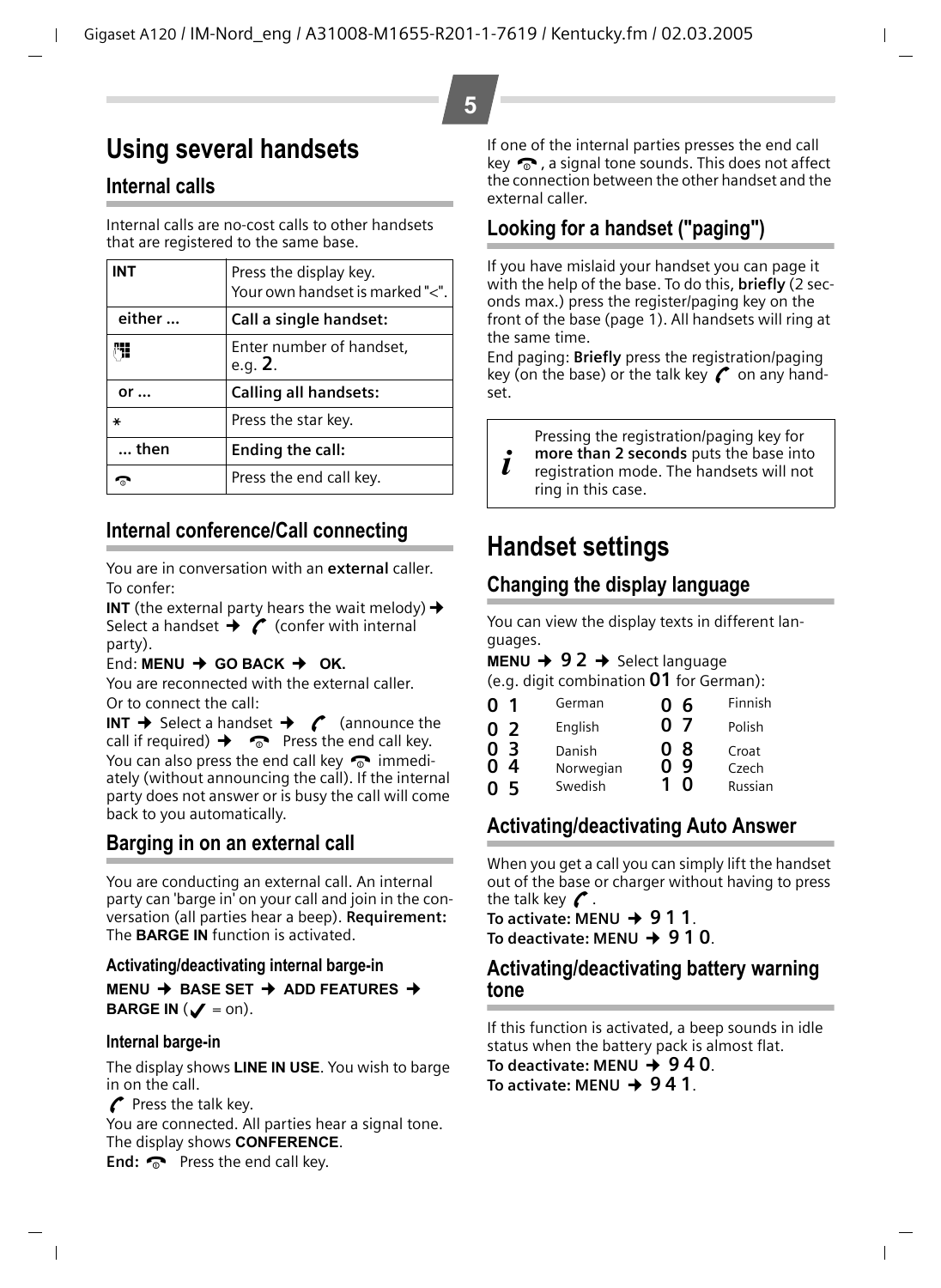# Using several handsets

## Internal calls

Internal calls are no-cost calls to other handsets that are registered to the same base.

| INT | Press the display key. Your own handset is marked "<". |
|---|---|
| either ... | **Call a single handset:** |
| | Enter number of handset, e.g. **2**. |
| or ... | **Calling all handsets:** |
| * | Press the star key. |
| ... then | **Ending the call:** |
| | Press the end call key. |

## Internal conference/Call connecting

You are in conversation with an **external** caller. To confer:

**INT** (the external party hears the wait melody) → Select a handset → (confer with internal party).

End: **MENU → GO BACK → OK.**

You are reconnected with the external caller.

Or to connect the call:

**INT** → Select a handset → (announce the call if required) → Press the end call key.

You can also press the end call key immediately (without announcing the call). If the internal party does not answer or is busy the call will come back to you automatically.

## Barging in on an external call

You are conducting an external call. An internal party can 'barge in' on your call and join in the conversation (all parties hear a beep). **Requirement:** The **BARGE IN** function is activated.

### Activating/deactivating internal barge-in

**MENU → BASE SET → ADD FEATURES → BARGE IN** (✓ = on).

### Internal barge-in

The display shows **LINE IN USE**. You wish to barge in on the call.

Press the talk key.

You are connected. All parties hear a signal tone. The display shows **CONFERENCE**.

**End:** Press the end call key.

If one of the internal parties presses the end call key, a signal tone sounds. This does not affect the connection between the other handset and the external caller.

## Looking for a handset ("paging")

If you have mislaid your handset you can page it with the help of the base. To do this, **briefly** (2 seconds max.) press the register/paging key on the front of the base (page 1). All handsets will ring at the same time.

End paging: **Briefly** press the registration/paging key (on the base) or the talk key on any handset.

> *i* Pressing the registration/paging key for **more than 2 seconds** puts the base into registration mode. The handsets will not ring in this case.

# Handset settings

## Changing the display language

You can view the display texts in different languages.

**MENU → 9 2 →** Select language (e.g. digit combination **01** for German):

| | | | |
|---|---|---|---|
| 0 1 | German | 0 6 | Finnish |
| 0 2 | English | 0 7 | Polish |
| 0 3 | Danish | 0 8 | Croat |
| 0 4 | Norwegian | 0 9 | Czech |
| 0 5 | Swedish | 1 0 | Russian |

## Activating/deactivating Auto Answer

When you get a call you can simply lift the handset out of the base or charger without having to press the talk key.

**To activate: MENU → 9 1 1**.

**To deactivate: MENU → 9 1 0**.

## Activating/deactivating battery warning tone

If this function is activated, a beep sounds in idle status when the battery pack is almost flat.

**To deactivate: MENU → 9 4 0**.

**To activate: MENU → 9 4 1**.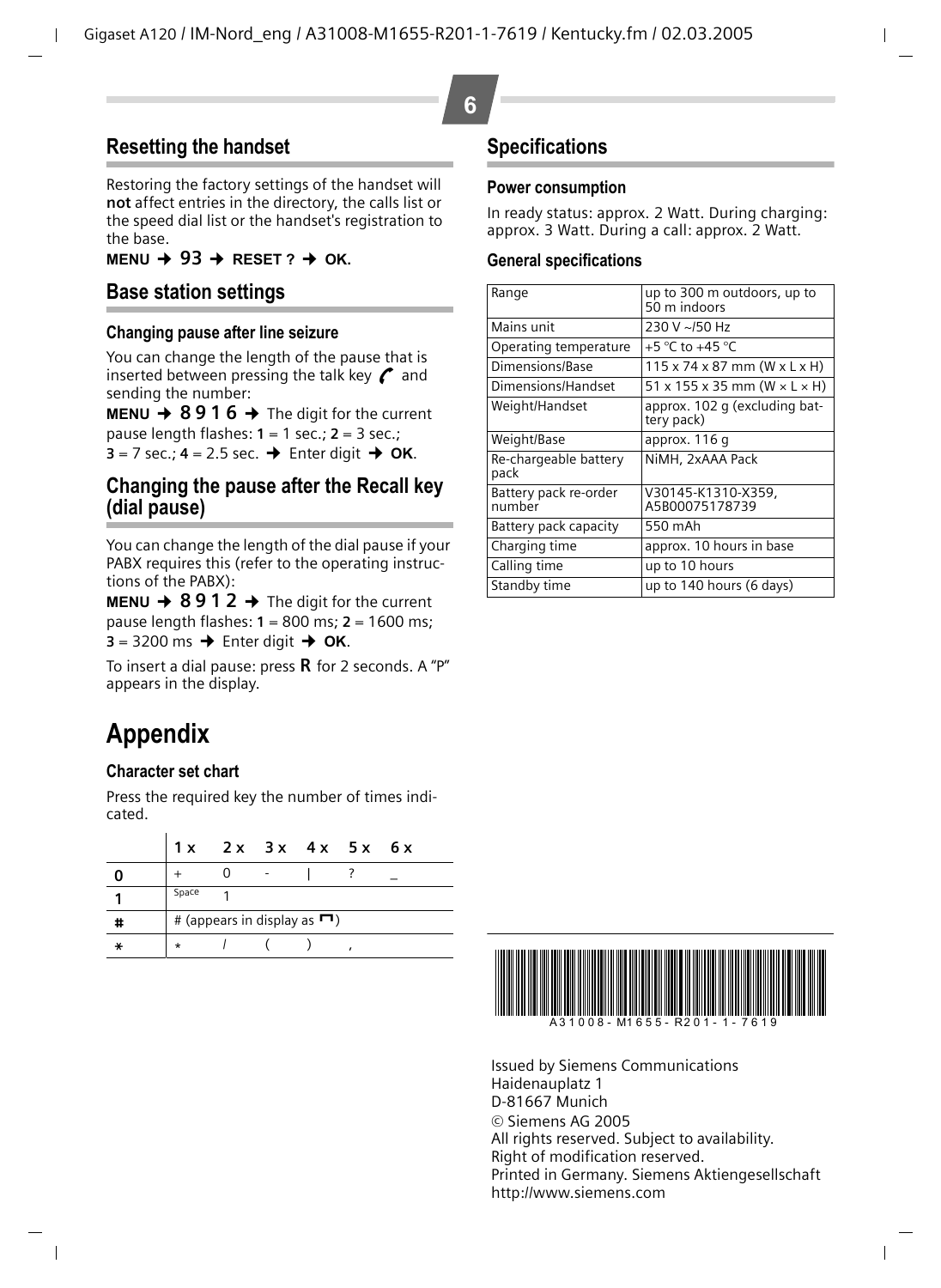## Resetting the handset

Restoring the factory settings of the handset will **not** affect entries in the directory, the calls list or the speed dial list or the handset's registration to the base.

**MENU** ➜ 93 ➜ **RESET ?** ➜ **OK.**

## Base station settings

### Changing pause after line seizure

You can change the length of the pause that is inserted between pressing the talk key and sending the number:

**MENU** ➜ 8916 ➜ The digit for the current pause length flashes: **1** = 1 sec.; **2** = 3 sec.; **3** = 7 sec.; **4** = 2.5 sec. ➜ Enter digit ➜ **OK**.

## Changing the pause after the Recall key (dial pause)

You can change the length of the dial pause if your PABX requires this (refer to the operating instructions of the PABX):

**MENU** ➜ 8912 ➜ The digit for the current pause length flashes: **1** = 800 ms; **2** = 1600 ms; **3** = 3200 ms ➜ Enter digit ➜ **OK**.

To insert a dial pause: press **R** for 2 seconds. A "P" appears in the display.

# Appendix

### Character set chart

Press the required key the number of times indicated.

| | 1 x | 2 x | 3 x | 4 x | 5 x | 6 x |
|---|---|---|---|---|---|---|
| **0** | + | 0 | - | \| | ? | _ |
| **1** | Space | 1 | | | | |
| **#** | # (appears in display as ⊓) | | | | | |
| **\*** | * | / | ( | ) | , | |

## Specifications

### Power consumption

In ready status: approx. 2 Watt. During charging: approx. 3 Watt. During a call: approx. 2 Watt.

### General specifications

| | |
|---|---|
| Range | up to 300 m outdoors, up to 50 m indoors |
| Mains unit | 230 V ~/50 Hz |
| Operating temperature | +5 °C to +45 °C |
| Dimensions/Base | 115 x 74 x 87 mm (W x L x H) |
| Dimensions/Handset | 51 x 155 x 35 mm (W × L × H) |
| Weight/Handset | approx. 102 g (excluding battery pack) |
| Weight/Base | approx. 116 g |
| Re-chargeable battery pack | NiMH, 2xAAA Pack |
| Battery pack re-order number | V30145-K1310-X359, A5B00075178739 |
| Battery pack capacity | 550 mAh |
| Charging time | approx. 10 hours in base |
| Calling time | up to 10 hours |
| Standby time | up to 140 hours (6 days) |

A31008-M1655-R201-1-7619

Issued by Siemens Communications
Haidenauplatz 1
D-81667 Munich
© Siemens AG 2005
All rights reserved. Subject to availability.
Right of modification reserved.
Printed in Germany. Siemens Aktiengesellschaft
http://www.siemens.com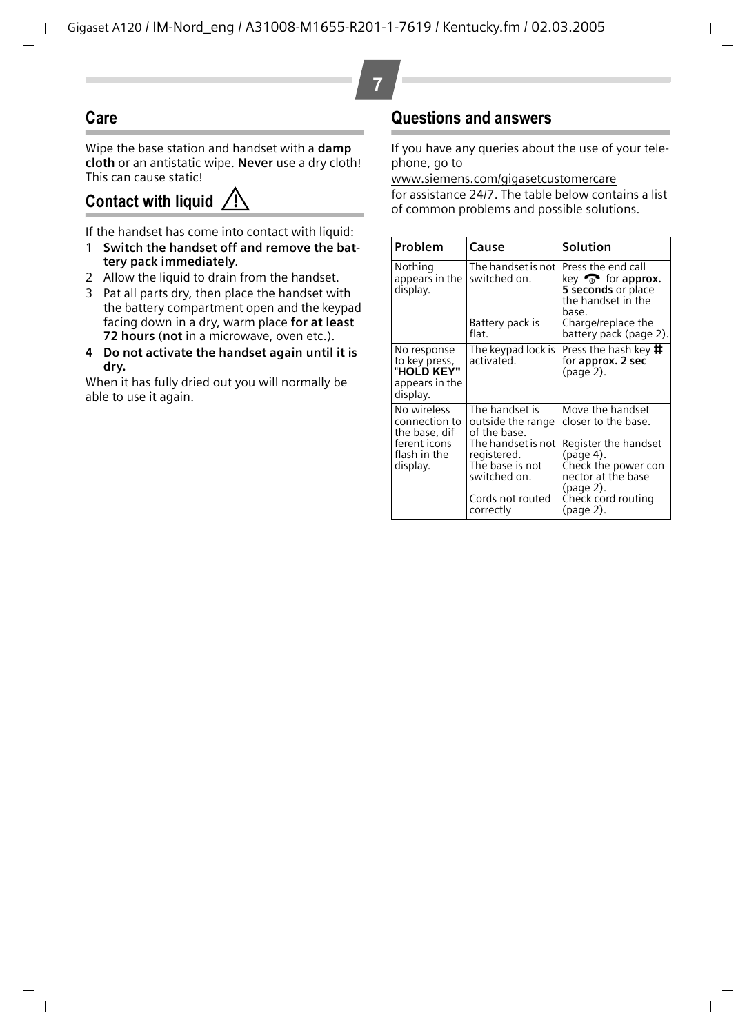## Care

Wipe the base station and handset with a **damp cloth** or an antistatic wipe. **Never** use a dry cloth! This can cause static!

## Contact with liquid ⚠

If the handset has come into contact with liquid:

1. **Switch the handset off and remove the battery pack immediately**.
2. Allow the liquid to drain from the handset.
3. Pat all parts dry, then place the handset with the battery compartment open and the keypad facing down in a dry, warm place **for at least 72 hours** (**not** in a microwave, oven etc.).
4. **Do not activate the handset again until it is dry.**

When it has fully dried out you will normally be able to use it again.

## Questions and answers

If you have any queries about the use of your telephone, go to

www.siemens.com/gigasetcustomercare

for assistance 24/7. The table below contains a list of common problems and possible solutions.

| Problem | Cause | Solution |
|---|---|---|
| Nothing appears in the display. | The handset is not switched on. | Press the end call key for **approx. 5 seconds** or place the handset in the base. |
| | Battery pack is flat. | Charge/replace the battery pack (page 2). |
| No response to key press, "**HOLD KEY**" appears in the display. | The keypad lock is activated. | Press the hash key # for **approx. 2 sec** (page 2). |
| No wireless connection to the base, different icons flash in the display. | The handset is outside the range of the base. | Move the handset closer to the base. |
| | The handset is not registered. | Register the handset (page 4). |
| | The base is not switched on. | Check the power connector at the base (page 2). |
| | Cords not routed correctly | Check cord routing (page 2). |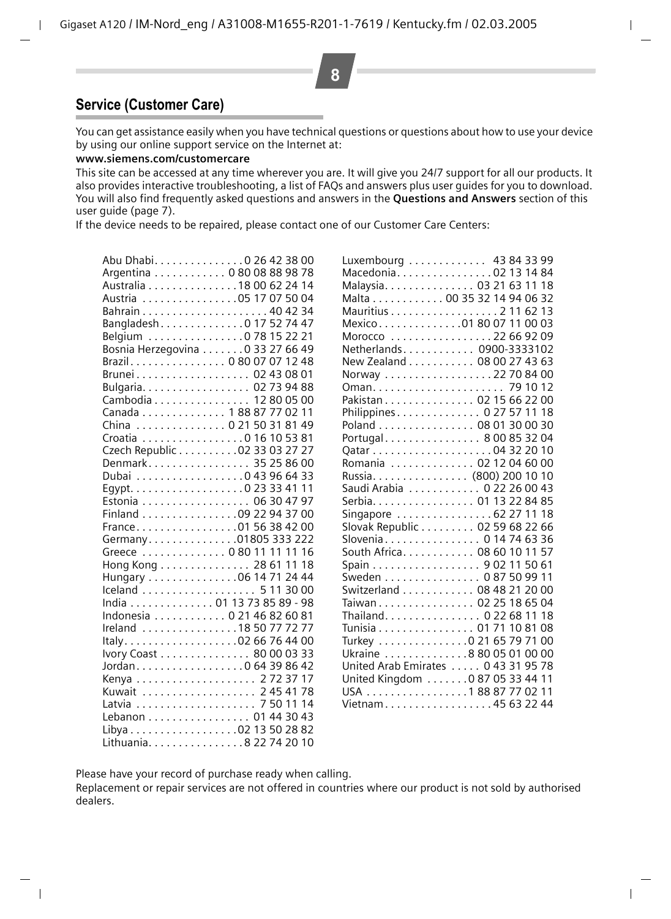## Service (Customer Care)

You can get assistance easily when you have technical questions or questions about how to use your device by using our online support service on the Internet at:

**www.siemens.com/customercare**

This site can be accessed at any time wherever you are. It will give you 24/7 support for all our products. It also provides interactive troubleshooting, a list of FAQs and answers plus user guides for you to download. You will also find frequently asked questions and answers in the **Questions and Answers** section of this user guide (page 7).

If the device needs to be repaired, please contact one of our Customer Care Centers:

| Country | Phone |
|---|---|
| Abu Dhabi | 0 26 42 38 00 |
| Argentina | 0 80 08 88 98 78 |
| Australia | 18 00 62 24 14 |
| Austria | 05 17 07 50 04 |
| Bahrain | 40 42 34 |
| Bangladesh | 0 17 52 74 47 |
| Belgium | 0 78 15 22 21 |
| Bosnia Herzegovina | 0 33 27 66 49 |
| Brazil | 0 80 07 07 12 48 |
| Brunei | 02 43 08 01 |
| Bulgaria | 02 73 94 88 |
| Cambodia | 12 80 05 00 |
| Canada | 1 88 87 77 02 11 |
| China | 0 21 50 31 81 49 |
| Croatia | 0 16 10 53 81 |
| Czech Republic | 02 33 03 27 27 |
| Denmark | 35 25 86 00 |
| Dubai | 0 43 96 64 33 |
| Egypt | 0 23 33 41 11 |
| Estonia | 06 30 47 97 |
| Finland | 09 22 94 37 00 |
| France | 01 56 38 42 00 |
| Germany | 01805 333 222 |
| Greece | 0 80 11 11 11 16 |
| Hong Kong | 28 61 11 18 |
| Hungary | 06 14 71 24 44 |
| Iceland | 5 11 30 00 |
| India | 01 13 73 85 89 - 98 |
| Indonesia | 0 21 46 82 60 81 |
| Ireland | 18 50 77 72 77 |
| Italy | 02 66 76 44 00 |
| Ivory Coast | 80 00 03 33 |
| Jordan | 0 64 39 86 42 |
| Kenya | 2 72 37 17 |
| Kuwait | 2 45 41 78 |
| Latvia | 7 50 11 14 |
| Lebanon | 01 44 30 43 |
| Libya | 02 13 50 28 82 |
| Lithuania | 8 22 74 20 10 |
| Luxembourg | 43 84 33 99 |
| Macedonia | 02 13 14 84 |
| Malaysia | 03 21 63 11 18 |
| Malta | 00 35 32 14 94 06 32 |
| Mauritius | 2 11 62 13 |
| Mexico | 01 80 07 11 00 03 |
| Morocco | 22 66 92 09 |
| Netherlands | 0900-3333102 |
| New Zealand | 08 00 27 43 63 |
| Norway | 22 70 84 00 |
| Oman | 79 10 12 |
| Pakistan | 02 15 66 22 00 |
| Philippines | 0 27 57 11 18 |
| Poland | 08 01 30 00 30 |
| Portugal | 8 00 85 32 04 |
| Qatar | 04 32 20 10 |
| Romania | 02 12 04 60 00 |
| Russia | (800) 200 10 10 |
| Saudi Arabia | 0 22 26 00 43 |
| Serbia | 01 13 22 84 85 |
| Singapore | 62 27 11 18 |
| Slovak Republic | 02 59 68 22 66 |
| Slovenia | 0 14 74 63 36 |
| South Africa | 08 60 10 11 57 |
| Spain | 9 02 11 50 61 |
| Sweden | 0 87 50 99 11 |
| Switzerland | 08 48 21 20 00 |
| Taiwan | 02 25 18 65 04 |
| Thailand | 0 22 68 11 18 |
| Tunisia | 01 71 10 81 08 |
| Turkey | 0 21 65 79 71 00 |
| Ukraine | 8 80 05 01 00 00 |
| United Arab Emirates | 0 43 31 95 78 |
| United Kingdom | 0 87 05 33 44 11 |
| USA | 1 88 87 77 02 11 |
| Vietnam | 45 63 22 44 |

Please have your record of purchase ready when calling.

Replacement or repair services are not offered in countries where our product is not sold by authorised dealers.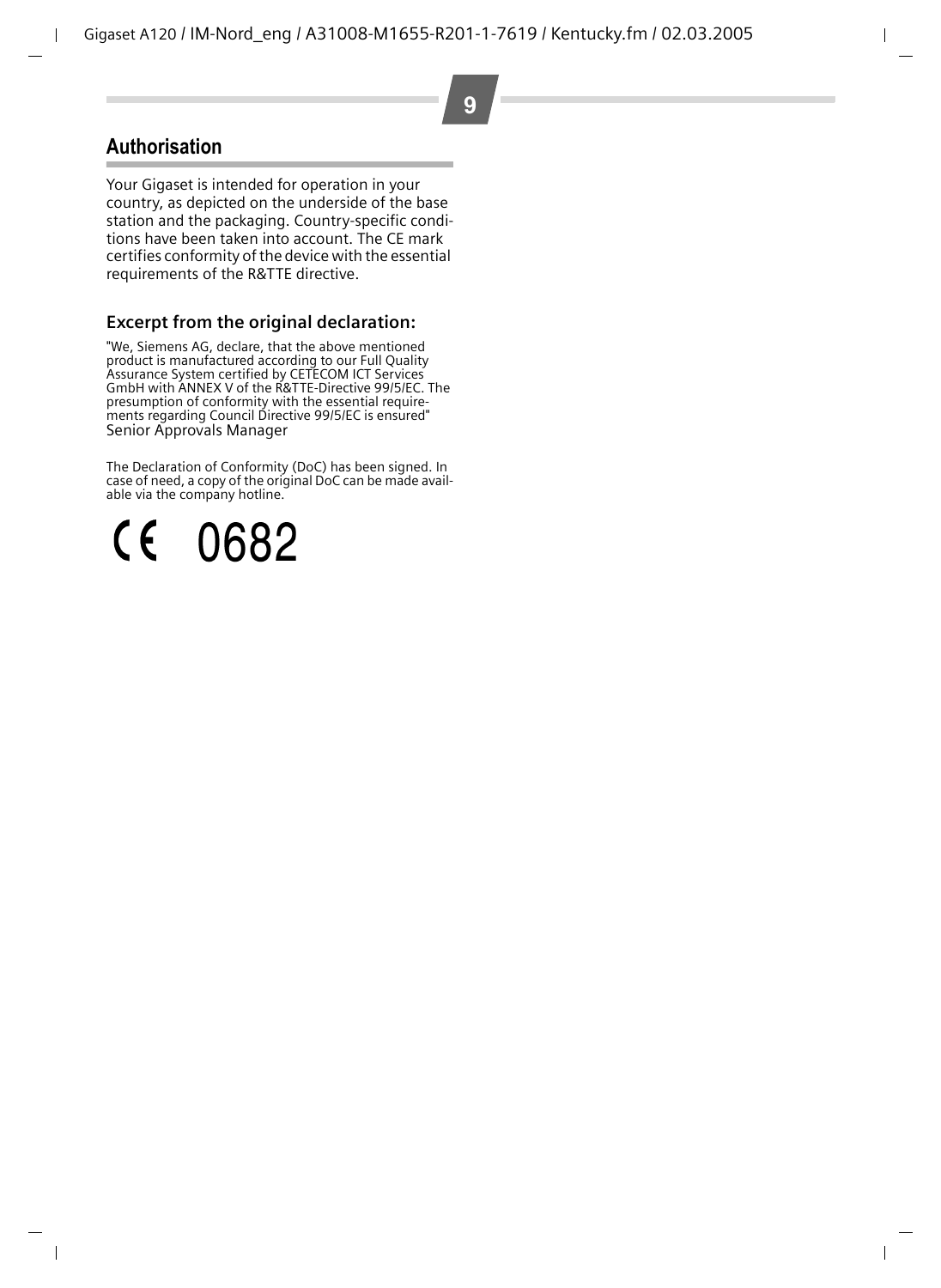## Authorisation

Your Gigaset is intended for operation in your country, as depicted on the underside of the base station and the packaging. Country-specific conditions have been taken into account. The CE mark certifies conformity of the device with the essential requirements of the R&TTE directive.

### Excerpt from the original declaration:

"We, Siemens AG, declare, that the above mentioned product is manufactured according to our Full Quality Assurance System certified by CETECOM ICT Services GmbH with ANNEX V of the R&TTE-Directive 99/5/EC. The presumption of conformity with the essential requirements regarding Council Directive 99/5/EC is ensured"
Senior Approvals Manager

The Declaration of Conformity (DoC) has been signed. In case of need, a copy of the original DoC can be made available via the company hotline.

CE 0682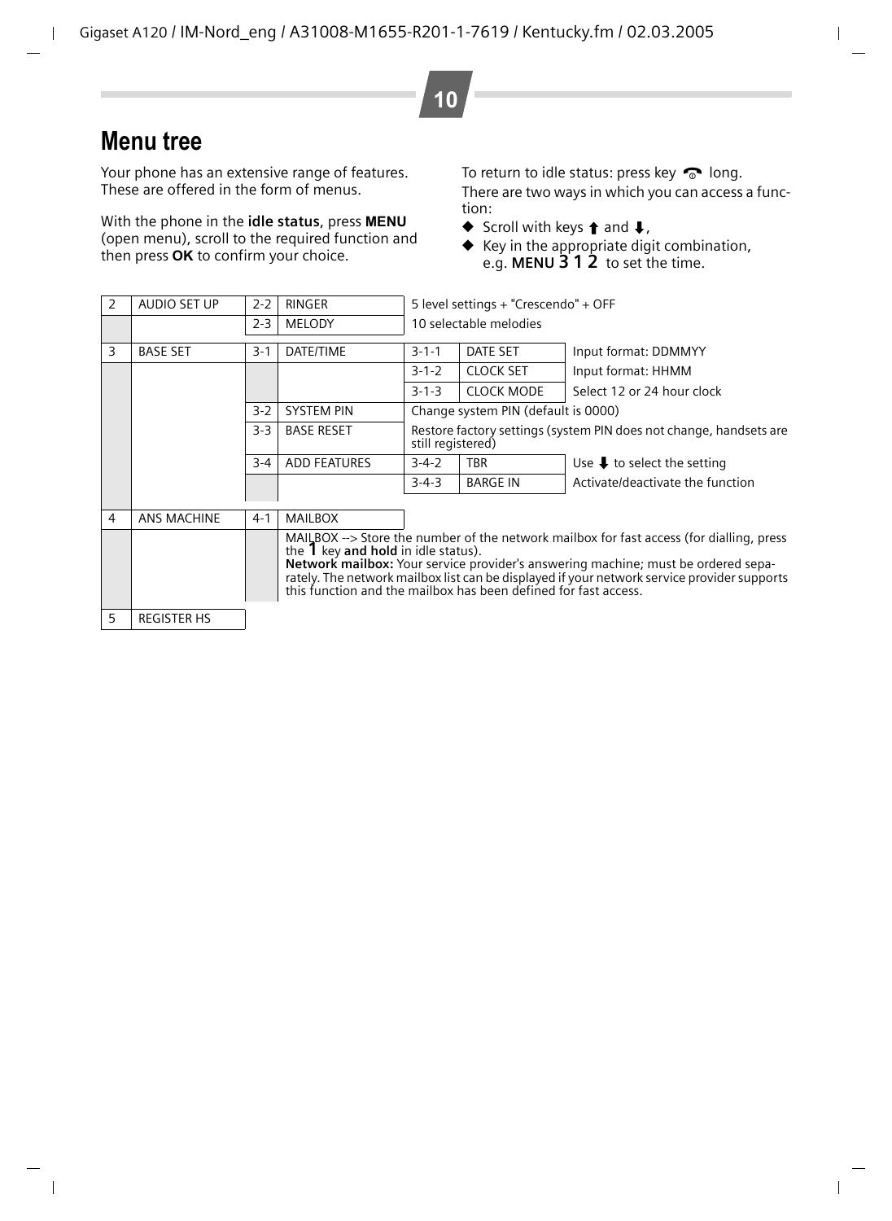# Menu tree

Your phone has an extensive range of features. These are offered in the form of menus.

With the phone in the **idle status**, press **MENU** (open menu), scroll to the required function and then press **OK** to confirm your choice.

To return to idle status: press key ☎ long.

There are two ways in which you can access a function:

- Scroll with keys ⬆ and ⬇,
- Key in the appropriate digit combination, e.g. **MENU 3 1 2** to set the time.

| | | | | | | |
|---|---|---|---|---|---|---|
| 2 | AUDIO SET UP | 2-2 | RINGER | 5 level settings + "Crescendo" + OFF | | |
| | | 2-3 | MELODY | 10 selectable melodies | | |
| 3 | BASE SET | 3-1 | DATE/TIME | 3-1-1 | DATE SET | Input format: DDMMYY |
| | | | | 3-1-2 | CLOCK SET | Input format: HHMM |
| | | | | 3-1-3 | CLOCK MODE | Select 12 or 24 hour clock |
| | | 3-2 | SYSTEM PIN | Change system PIN (default is 0000) | | |
| | | 3-3 | BASE RESET | Restore factory settings (system PIN does not change, handsets are still registered) | | |
| | | 3-4 | ADD FEATURES | 3-4-2 | TBR | Use ⬇ to select the setting |
| | | | | 3-4-3 | BARGE IN | Activate/deactivate the function |
| 4 | ANS MACHINE | 4-1 | MAILBOX | | | |
| | | | MAILBOX --> Store the number of the network mailbox for fast access (for dialling, press the **1** key **and hold** in idle status).<br>**Network mailbox:** Your service provider's answering machine; must be ordered separately. The network mailbox list can be displayed if your network service provider supports this function and the mailbox has been defined for fast access. | | | |
| 5 | REGISTER HS | | | | | |